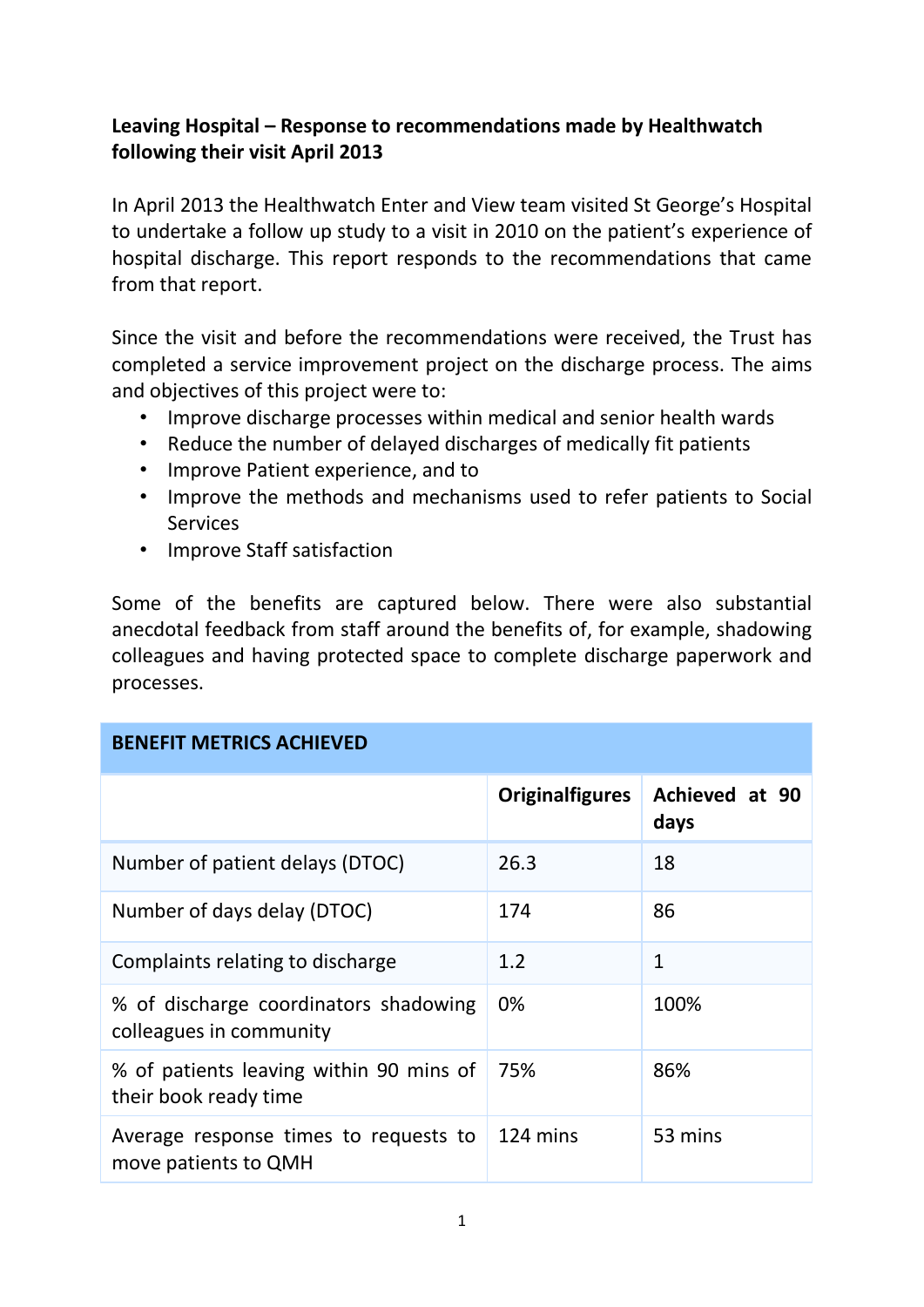**Leaving Hospital – Response to recommendations made by Healthwatch following their visit April 2013**

In April 2013 the Healthwatch Enter and View team visited St George's Hospital to undertake a follow up study to a visit in 2010 on the patient's experience of hospital discharge. This report responds to the recommendations that came from that report.

Since the visit and before the recommendations were received, the Trust has completed a service improvement project on the discharge process. The aims and objectives of this project were to:

- Improve discharge processes within medical and senior health wards
- Reduce the number of delayed discharges of medically fit patients
- Improve Patient experience, and to
- Improve the methods and mechanisms used to refer patients to Social Services
- Improve Staff satisfaction

Some of the benefits are captured below. There were also substantial anecdotal feedback from staff around the benefits of, for example, shadowing colleagues and having protected space to complete discharge paperwork and processes.

| BENEFIT METRICS ACHIEVED | | |
|---|---|---|
| | **Originalfigures** | **Achieved at 90 days** |
| Number of patient delays (DTOC) | 26.3 | 18 |
| Number of days delay (DTOC) | 174 | 86 |
| Complaints relating to discharge | 1.2 | 1 |
| % of discharge coordinators shadowing colleagues in community | 0% | 100% |
| % of patients leaving within 90 mins of their book ready time | 75% | 86% |
| Average response times to requests to move patients to QMH | 124 mins | 53 mins |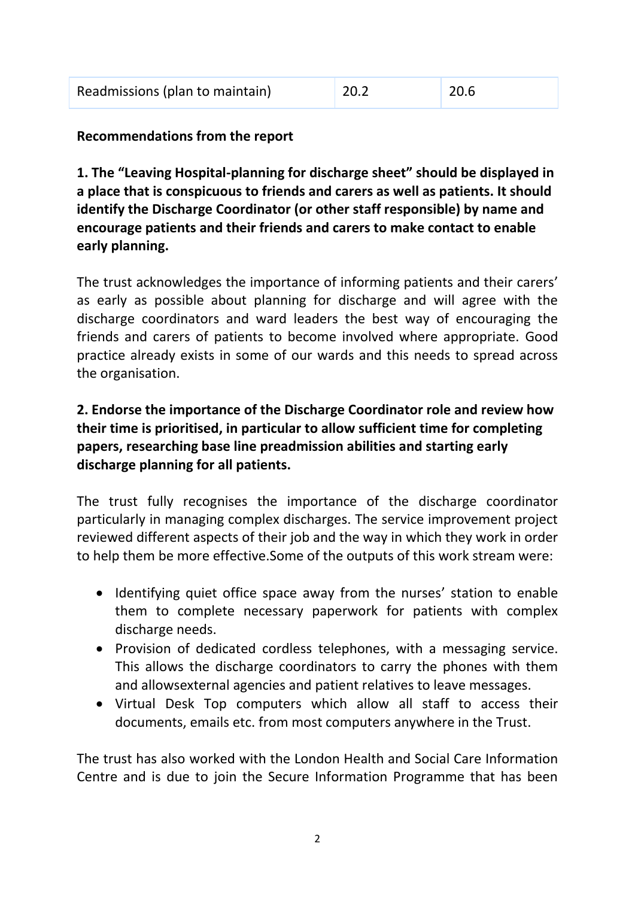| Readmissions (plan to maintain) | 20.2 | 20.6 |
| --- | --- | --- |

**Recommendations from the report**

**1. The “Leaving Hospital-planning for discharge sheet” should be displayed in a place that is conspicuous to friends and carers as well as patients. It should identify the Discharge Coordinator (or other staff responsible) by name and encourage patients and their friends and carers to make contact to enable early planning.**

The trust acknowledges the importance of informing patients and their carers’ as early as possible about planning for discharge and will agree with the discharge coordinators and ward leaders the best way of encouraging the friends and carers of patients to become involved where appropriate. Good practice already exists in some of our wards and this needs to spread across the organisation.

**2. Endorse the importance of the Discharge Coordinator role and review how their time is prioritised, in particular to allow sufficient time for completing papers, researching base line preadmission abilities and starting early discharge planning for all patients.**

The trust fully recognises the importance of the discharge coordinator particularly in managing complex discharges. The service improvement project reviewed different aspects of their job and the way in which they work in order to help them be more effective.Some of the outputs of this work stream were:

- Identifying quiet office space away from the nurses’ station to enable them to complete necessary paperwork for patients with complex discharge needs.
- Provision of dedicated cordless telephones, with a messaging service. This allows the discharge coordinators to carry the phones with them and allowsexternal agencies and patient relatives to leave messages.
- Virtual Desk Top computers which allow all staff to access their documents, emails etc. from most computers anywhere in the Trust.

The trust has also worked with the London Health and Social Care Information Centre and is due to join the Secure Information Programme that has been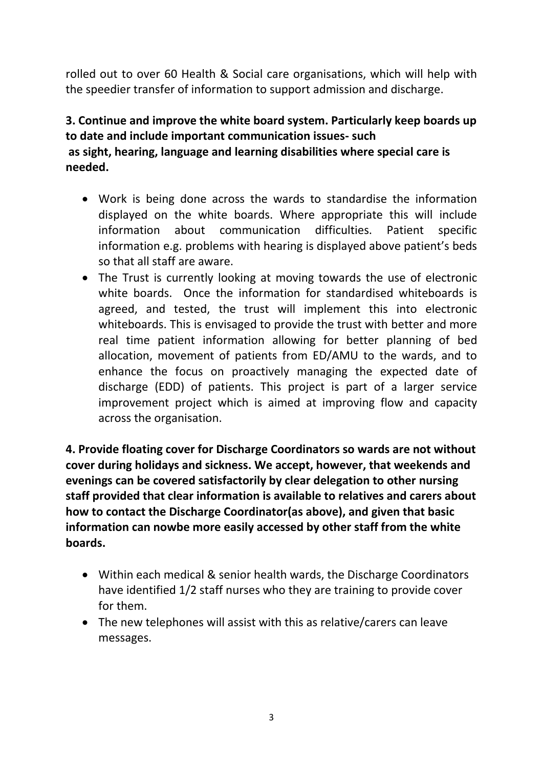rolled out to over 60 Health & Social care organisations, which will help with the speedier transfer of information to support admission and discharge.

**3. Continue and improve the white board system. Particularly keep boards up to date and include important communication issues- such as sight, hearing, language and learning disabilities where special care is needed.**

- Work is being done across the wards to standardise the information displayed on the white boards. Where appropriate this will include information about communication difficulties. Patient specific information e.g. problems with hearing is displayed above patient's beds so that all staff are aware.
- The Trust is currently looking at moving towards the use of electronic white boards. Once the information for standardised whiteboards is agreed, and tested, the trust will implement this into electronic whiteboards. This is envisaged to provide the trust with better and more real time patient information allowing for better planning of bed allocation, movement of patients from ED/AMU to the wards, and to enhance the focus on proactively managing the expected date of discharge (EDD) of patients. This project is part of a larger service improvement project which is aimed at improving flow and capacity across the organisation.

**4. Provide floating cover for Discharge Coordinators so wards are not without cover during holidays and sickness. We accept, however, that weekends and evenings can be covered satisfactorily by clear delegation to other nursing staff provided that clear information is available to relatives and carers about how to contact the Discharge Coordinator(as above), and given that basic information can nowbe more easily accessed by other staff from the white boards.**

- Within each medical & senior health wards, the Discharge Coordinators have identified 1/2 staff nurses who they are training to provide cover for them.
- The new telephones will assist with this as relative/carers can leave messages.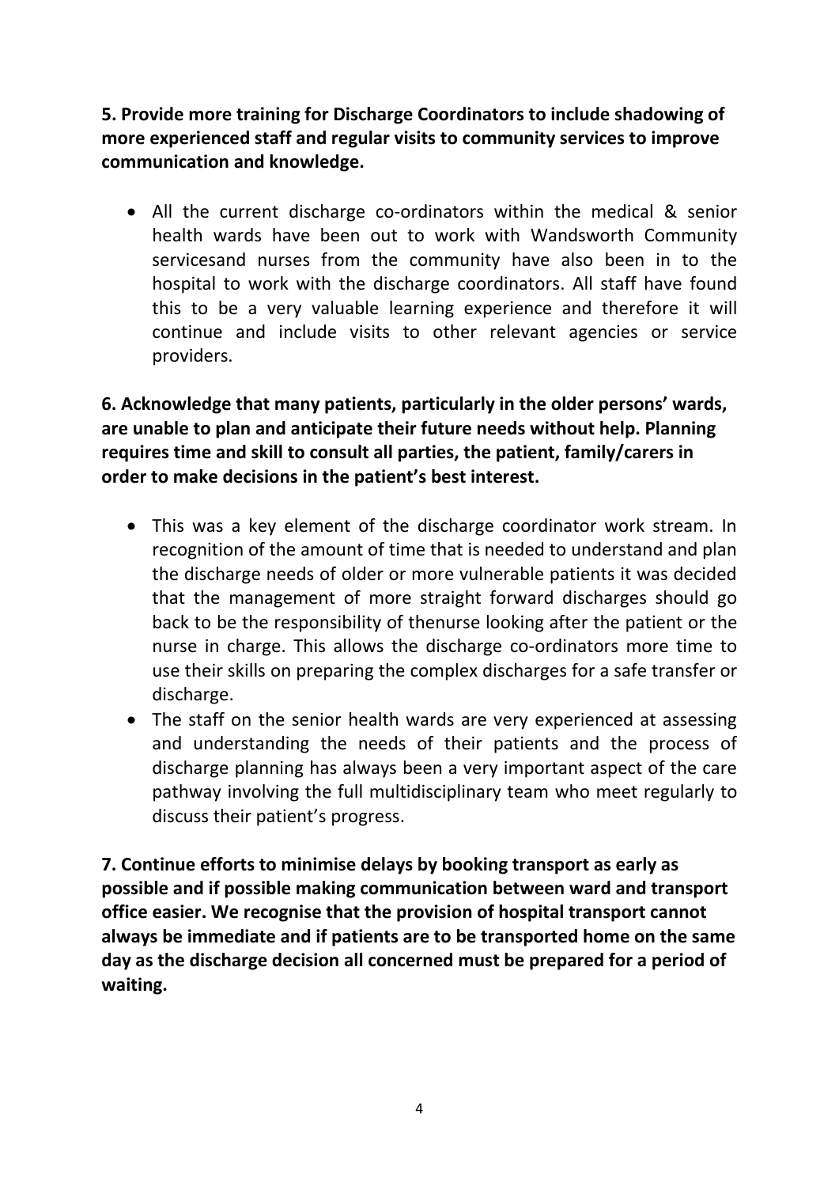**5. Provide more training for Discharge Coordinators to include shadowing of more experienced staff and regular visits to community services to improve communication and knowledge.**

- All the current discharge co-ordinators within the medical & senior health wards have been out to work with Wandsworth Community servicesand nurses from the community have also been in to the hospital to work with the discharge coordinators. All staff have found this to be a very valuable learning experience and therefore it will continue and include visits to other relevant agencies or service providers.

**6. Acknowledge that many patients, particularly in the older persons' wards, are unable to plan and anticipate their future needs without help. Planning requires time and skill to consult all parties, the patient, family/carers in order to make decisions in the patient's best interest.**

- This was a key element of the discharge coordinator work stream. In recognition of the amount of time that is needed to understand and plan the discharge needs of older or more vulnerable patients it was decided that the management of more straight forward discharges should go back to be the responsibility of thenurse looking after the patient or the nurse in charge. This allows the discharge co-ordinators more time to use their skills on preparing the complex discharges for a safe transfer or discharge.
- The staff on the senior health wards are very experienced at assessing and understanding the needs of their patients and the process of discharge planning has always been a very important aspect of the care pathway involving the full multidisciplinary team who meet regularly to discuss their patient's progress.

**7. Continue efforts to minimise delays by booking transport as early as possible and if possible making communication between ward and transport office easier. We recognise that the provision of hospital transport cannot always be immediate and if patients are to be transported home on the same day as the discharge decision all concerned must be prepared for a period of waiting.**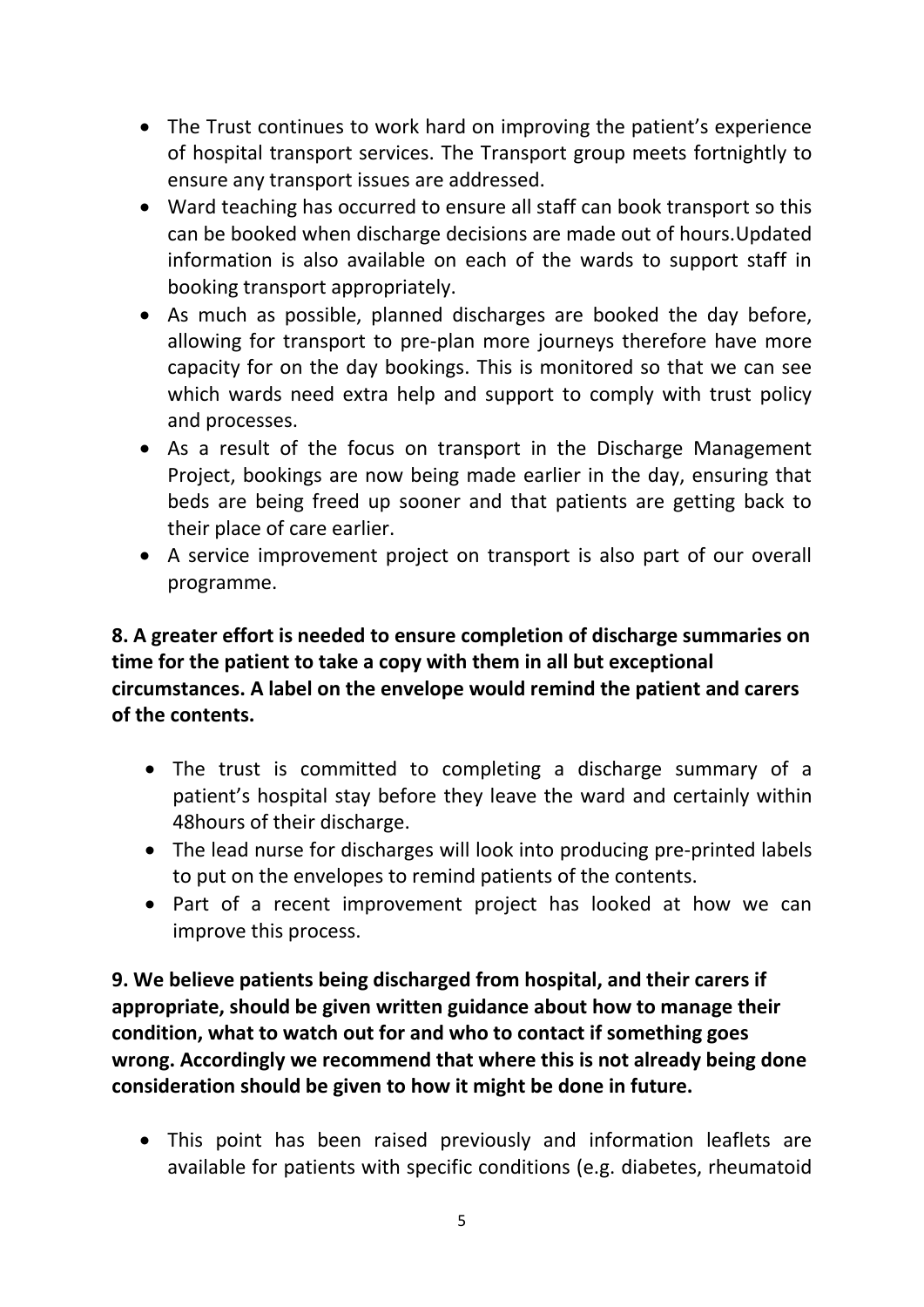- The Trust continues to work hard on improving the patient's experience of hospital transport services. The Transport group meets fortnightly to ensure any transport issues are addressed.
- Ward teaching has occurred to ensure all staff can book transport so this can be booked when discharge decisions are made out of hours.Updated information is also available on each of the wards to support staff in booking transport appropriately.
- As much as possible, planned discharges are booked the day before, allowing for transport to pre-plan more journeys therefore have more capacity for on the day bookings. This is monitored so that we can see which wards need extra help and support to comply with trust policy and processes.
- As a result of the focus on transport in the Discharge Management Project, bookings are now being made earlier in the day, ensuring that beds are being freed up sooner and that patients are getting back to their place of care earlier.
- A service improvement project on transport is also part of our overall programme.

**8. A greater effort is needed to ensure completion of discharge summaries on time for the patient to take a copy with them in all but exceptional circumstances. A label on the envelope would remind the patient and carers of the contents.**

- The trust is committed to completing a discharge summary of a patient's hospital stay before they leave the ward and certainly within 48hours of their discharge.
- The lead nurse for discharges will look into producing pre-printed labels to put on the envelopes to remind patients of the contents.
- Part of a recent improvement project has looked at how we can improve this process.

**9. We believe patients being discharged from hospital, and their carers if appropriate, should be given written guidance about how to manage their condition, what to watch out for and who to contact if something goes wrong. Accordingly we recommend that where this is not already being done consideration should be given to how it might be done in future.**

- This point has been raised previously and information leaflets are available for patients with specific conditions (e.g. diabetes, rheumatoid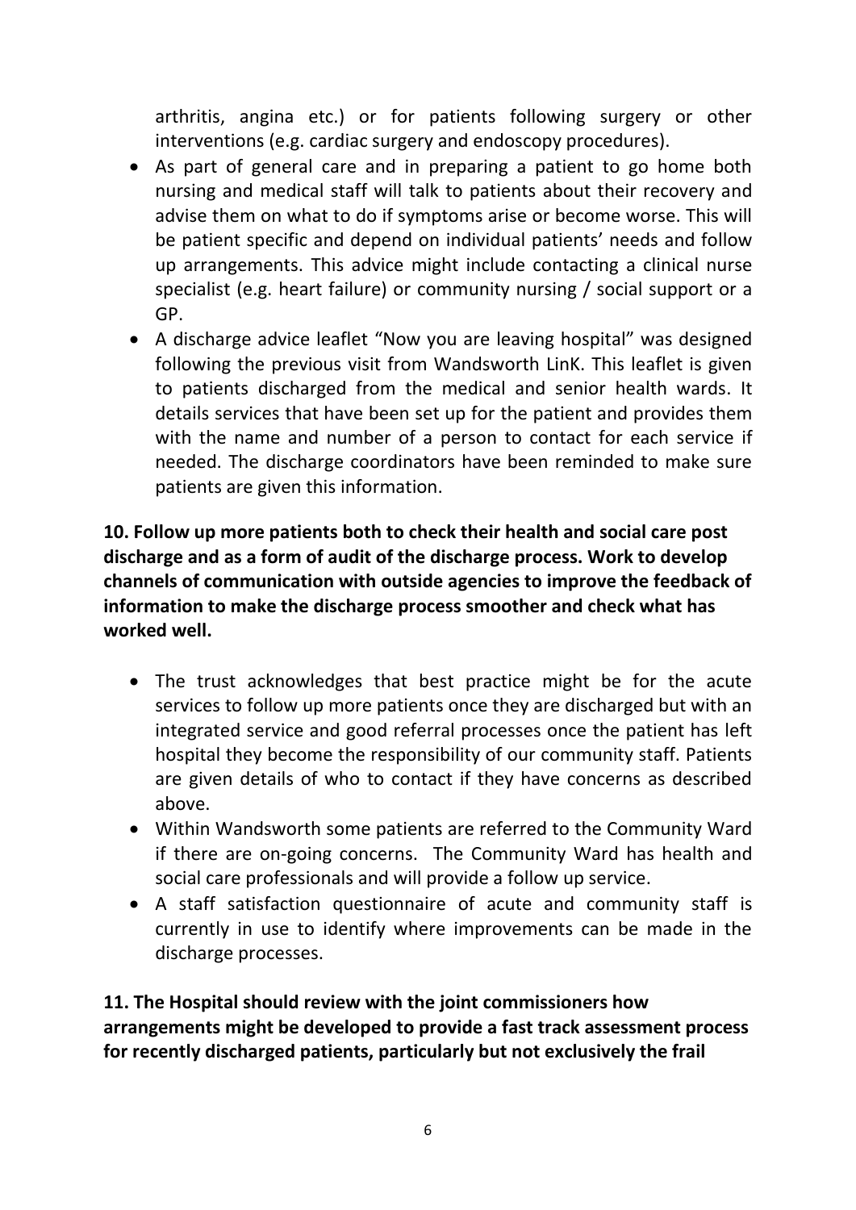arthritis, angina etc.) or for patients following surgery or other interventions (e.g. cardiac surgery and endoscopy procedures).

- As part of general care and in preparing a patient to go home both nursing and medical staff will talk to patients about their recovery and advise them on what to do if symptoms arise or become worse. This will be patient specific and depend on individual patients' needs and follow up arrangements. This advice might include contacting a clinical nurse specialist (e.g. heart failure) or community nursing / social support or a GP.
- A discharge advice leaflet "Now you are leaving hospital" was designed following the previous visit from Wandsworth LinK. This leaflet is given to patients discharged from the medical and senior health wards. It details services that have been set up for the patient and provides them with the name and number of a person to contact for each service if needed. The discharge coordinators have been reminded to make sure patients are given this information.

**10. Follow up more patients both to check their health and social care post discharge and as a form of audit of the discharge process. Work to develop channels of communication with outside agencies to improve the feedback of information to make the discharge process smoother and check what has worked well.**

- The trust acknowledges that best practice might be for the acute services to follow up more patients once they are discharged but with an integrated service and good referral processes once the patient has left hospital they become the responsibility of our community staff. Patients are given details of who to contact if they have concerns as described above.
- Within Wandsworth some patients are referred to the Community Ward if there are on-going concerns. The Community Ward has health and social care professionals and will provide a follow up service.
- A staff satisfaction questionnaire of acute and community staff is currently in use to identify where improvements can be made in the discharge processes.

**11. The Hospital should review with the joint commissioners how arrangements might be developed to provide a fast track assessment process for recently discharged patients, particularly but not exclusively the frail**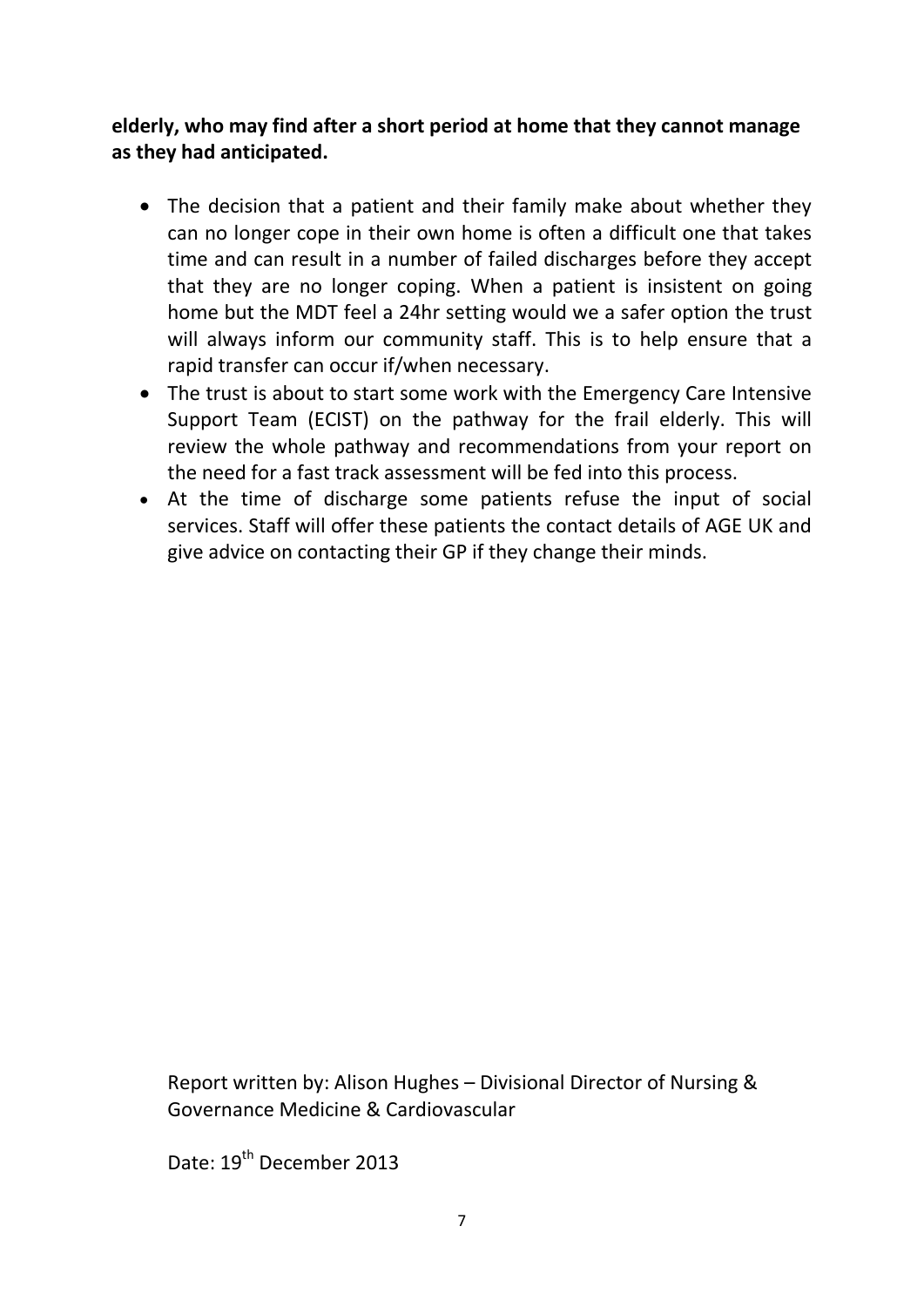**elderly, who may find after a short period at home that they cannot manage as they had anticipated.**

- The decision that a patient and their family make about whether they can no longer cope in their own home is often a difficult one that takes time and can result in a number of failed discharges before they accept that they are no longer coping. When a patient is insistent on going home but the MDT feel a 24hr setting would we a safer option the trust will always inform our community staff. This is to help ensure that a rapid transfer can occur if/when necessary.
- The trust is about to start some work with the Emergency Care Intensive Support Team (ECIST) on the pathway for the frail elderly. This will review the whole pathway and recommendations from your report on the need for a fast track assessment will be fed into this process.
- At the time of discharge some patients refuse the input of social services. Staff will offer these patients the contact details of AGE UK and give advice on contacting their GP if they change their minds.

Report written by: Alison Hughes – Divisional Director of Nursing & Governance Medicine & Cardiovascular

Date: 19th December 2013